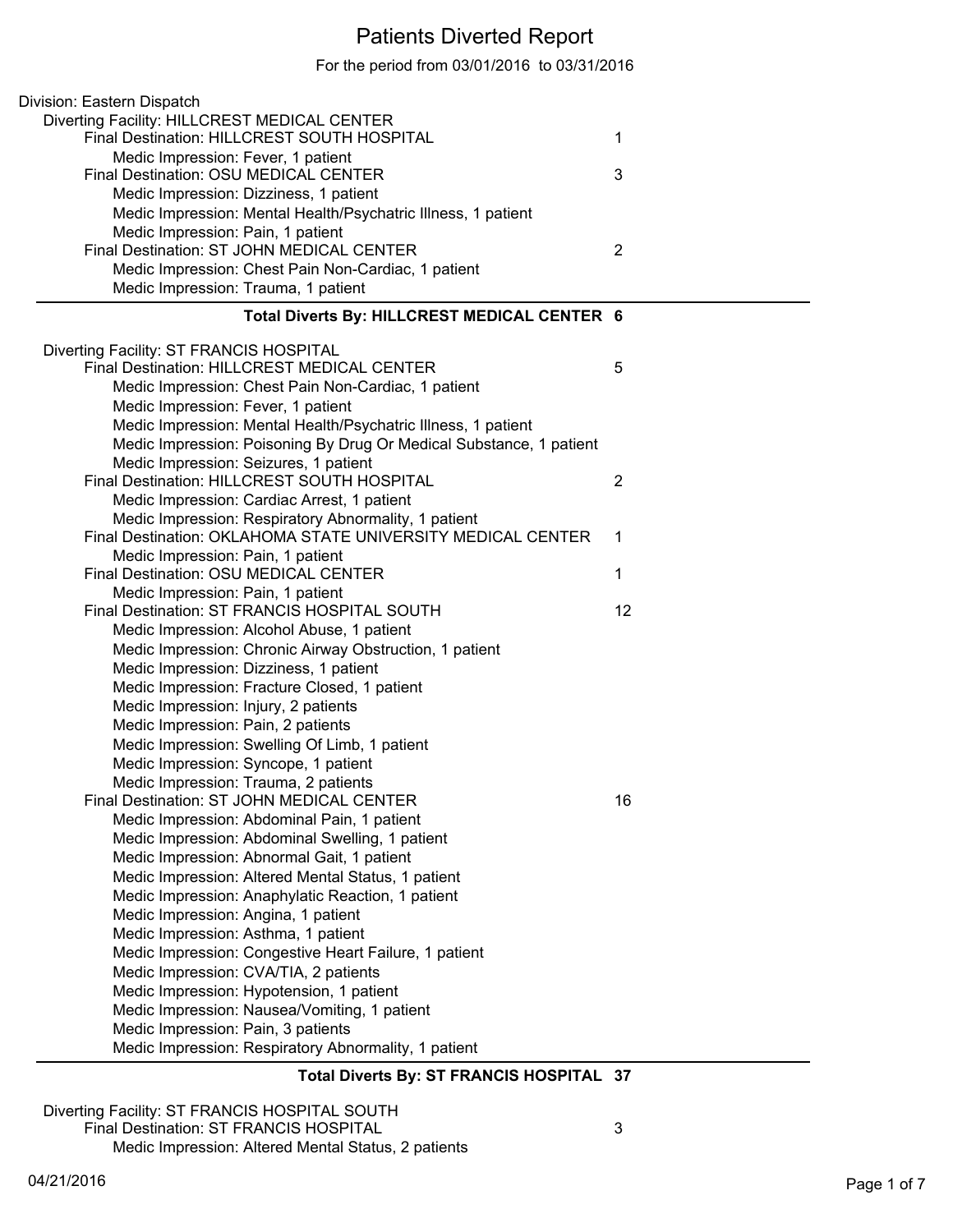# Patients Diverted Report

For the period from 03/01/2016 to 03/31/2016

Division: Eastern Dispatch

Diverting Facility: HILLCREST MEDICAL CENTER

- Final Destination: HILLCREST SOUTH HOSPITAL — 1
  - Medic Impression: Fever, 1 patient
- Final Destination: OSU MEDICAL CENTER — 3
  - Medic Impression: Dizziness, 1 patient
  - Medic Impression: Mental Health/Psychatric Illness, 1 patient
  - Medic Impression: Pain, 1 patient
- Final Destination: ST JOHN MEDICAL CENTER — 2
  - Medic Impression: Chest Pain Non-Cardiac, 1 patient
  - Medic Impression: Trauma, 1 patient

**Total Diverts By: HILLCREST MEDICAL CENTER 6**

Diverting Facility: ST FRANCIS HOSPITAL

- Final Destination: HILLCREST MEDICAL CENTER — 5
  - Medic Impression: Chest Pain Non-Cardiac, 1 patient
  - Medic Impression: Fever, 1 patient
  - Medic Impression: Mental Health/Psychatric Illness, 1 patient
  - Medic Impression: Poisoning By Drug Or Medical Substance, 1 patient
  - Medic Impression: Seizures, 1 patient
- Final Destination: HILLCREST SOUTH HOSPITAL — 2
  - Medic Impression: Cardiac Arrest, 1 patient
  - Medic Impression: Respiratory Abnormality, 1 patient
- Final Destination: OKLAHOMA STATE UNIVERSITY MEDICAL CENTER — 1
  - Medic Impression: Pain, 1 patient
- Final Destination: OSU MEDICAL CENTER — 1
  - Medic Impression: Pain, 1 patient
- Final Destination: ST FRANCIS HOSPITAL SOUTH — 12
  - Medic Impression: Alcohol Abuse, 1 patient
  - Medic Impression: Chronic Airway Obstruction, 1 patient
  - Medic Impression: Dizziness, 1 patient
  - Medic Impression: Fracture Closed, 1 patient
  - Medic Impression: Injury, 2 patients
  - Medic Impression: Pain, 2 patients
  - Medic Impression: Swelling Of Limb, 1 patient
  - Medic Impression: Syncope, 1 patient
  - Medic Impression: Trauma, 2 patients
- Final Destination: ST JOHN MEDICAL CENTER — 16
  - Medic Impression: Abdominal Pain, 1 patient
  - Medic Impression: Abdominal Swelling, 1 patient
  - Medic Impression: Abnormal Gait, 1 patient
  - Medic Impression: Altered Mental Status, 1 patient
  - Medic Impression: Anaphylatic Reaction, 1 patient
  - Medic Impression: Angina, 1 patient
  - Medic Impression: Asthma, 1 patient
  - Medic Impression: Congestive Heart Failure, 1 patient
  - Medic Impression: CVA/TIA, 2 patients
  - Medic Impression: Hypotension, 1 patient
  - Medic Impression: Nausea/Vomiting, 1 patient
  - Medic Impression: Pain, 3 patients
  - Medic Impression: Respiratory Abnormality, 1 patient

**Total Diverts By: ST FRANCIS HOSPITAL 37**

Diverting Facility: ST FRANCIS HOSPITAL SOUTH

- Final Destination: ST FRANCIS HOSPITAL — 3
  - Medic Impression: Altered Mental Status, 2 patients

04/21/2016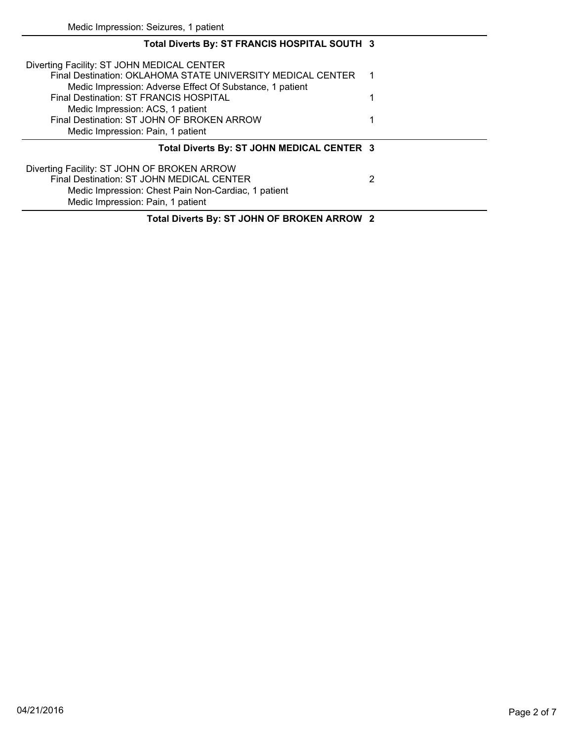Medic Impression: Seizures, 1 patient

**Total Diverts By: ST FRANCIS HOSPITAL SOUTH 3**

Diverting Facility: ST JOHN MEDICAL CENTER

| | |
|---|---|
| Final Destination: OKLAHOMA STATE UNIVERSITY MEDICAL CENTER | 1 |
| Medic Impression: Adverse Effect Of Substance, 1 patient | |
| Final Destination: ST FRANCIS HOSPITAL | 1 |
| Medic Impression: ACS, 1 patient | |
| Final Destination: ST JOHN OF BROKEN ARROW | 1 |
| Medic Impression: Pain, 1 patient | |

**Total Diverts By: ST JOHN MEDICAL CENTER 3**

Diverting Facility: ST JOHN OF BROKEN ARROW

| | |
|---|---|
| Final Destination: ST JOHN MEDICAL CENTER | 2 |
| Medic Impression: Chest Pain Non-Cardiac, 1 patient | |
| Medic Impression: Pain, 1 patient | |

**Total Diverts By: ST JOHN OF BROKEN ARROW 2**

04/21/2016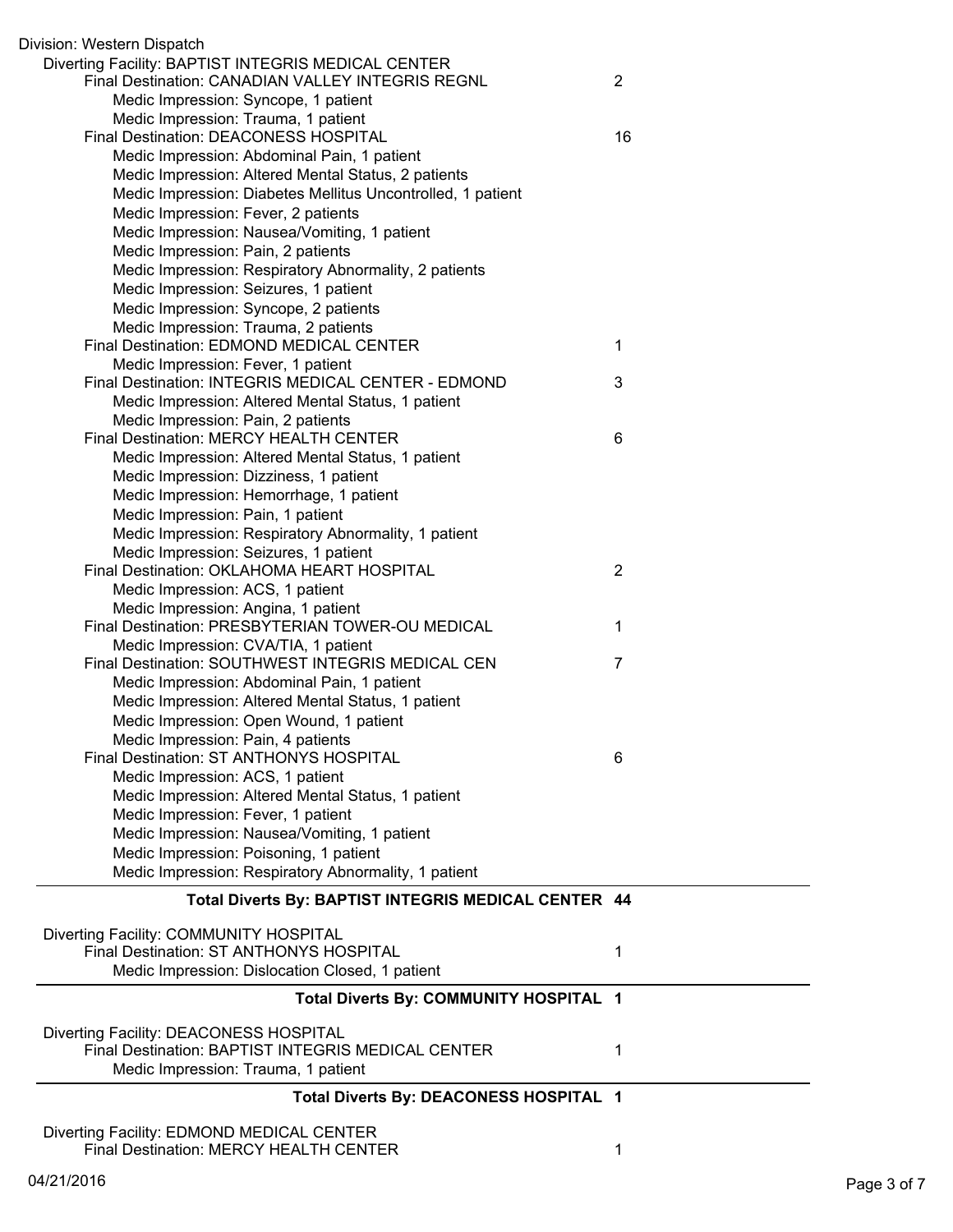Division: Western Dispatch

Diverting Facility: BAPTIST INTEGRIS MEDICAL CENTER

- Final Destination: CANADIAN VALLEY INTEGRIS REGNL — 2
  - Medic Impression: Syncope, 1 patient
  - Medic Impression: Trauma, 1 patient
- Final Destination: DEACONESS HOSPITAL — 16
  - Medic Impression: Abdominal Pain, 1 patient
  - Medic Impression: Altered Mental Status, 2 patients
  - Medic Impression: Diabetes Mellitus Uncontrolled, 1 patient
  - Medic Impression: Fever, 2 patients
  - Medic Impression: Nausea/Vomiting, 1 patient
  - Medic Impression: Pain, 2 patients
  - Medic Impression: Respiratory Abnormality, 2 patients
  - Medic Impression: Seizures, 1 patient
  - Medic Impression: Syncope, 2 patients
  - Medic Impression: Trauma, 2 patients
- Final Destination: EDMOND MEDICAL CENTER — 1
  - Medic Impression: Fever, 1 patient
- Final Destination: INTEGRIS MEDICAL CENTER - EDMOND — 3
  - Medic Impression: Altered Mental Status, 1 patient
  - Medic Impression: Pain, 2 patients
- Final Destination: MERCY HEALTH CENTER — 6
  - Medic Impression: Altered Mental Status, 1 patient
  - Medic Impression: Dizziness, 1 patient
  - Medic Impression: Hemorrhage, 1 patient
  - Medic Impression: Pain, 1 patient
  - Medic Impression: Respiratory Abnormality, 1 patient
  - Medic Impression: Seizures, 1 patient
- Final Destination: OKLAHOMA HEART HOSPITAL — 2
  - Medic Impression: ACS, 1 patient
  - Medic Impression: Angina, 1 patient
- Final Destination: PRESBYTERIAN TOWER-OU MEDICAL — 1
  - Medic Impression: CVA/TIA, 1 patient
- Final Destination: SOUTHWEST INTEGRIS MEDICAL CEN — 7
  - Medic Impression: Abdominal Pain, 1 patient
  - Medic Impression: Altered Mental Status, 1 patient
  - Medic Impression: Open Wound, 1 patient
  - Medic Impression: Pain, 4 patients
- Final Destination: ST ANTHONYS HOSPITAL — 6
  - Medic Impression: ACS, 1 patient
  - Medic Impression: Altered Mental Status, 1 patient
  - Medic Impression: Fever, 1 patient
  - Medic Impression: Nausea/Vomiting, 1 patient
  - Medic Impression: Poisoning, 1 patient
  - Medic Impression: Respiratory Abnormality, 1 patient

**Total Diverts By: BAPTIST INTEGRIS MEDICAL CENTER 44**

---

Diverting Facility: COMMUNITY HOSPITAL

- Final Destination: ST ANTHONYS HOSPITAL — 1
  - Medic Impression: Dislocation Closed, 1 patient

**Total Diverts By: COMMUNITY HOSPITAL 1**

---

Diverting Facility: DEACONESS HOSPITAL

- Final Destination: BAPTIST INTEGRIS MEDICAL CENTER — 1
  - Medic Impression: Trauma, 1 patient

**Total Diverts By: DEACONESS HOSPITAL 1**

---

Diverting Facility: EDMOND MEDICAL CENTER

- Final Destination: MERCY HEALTH CENTER — 1

04/21/2016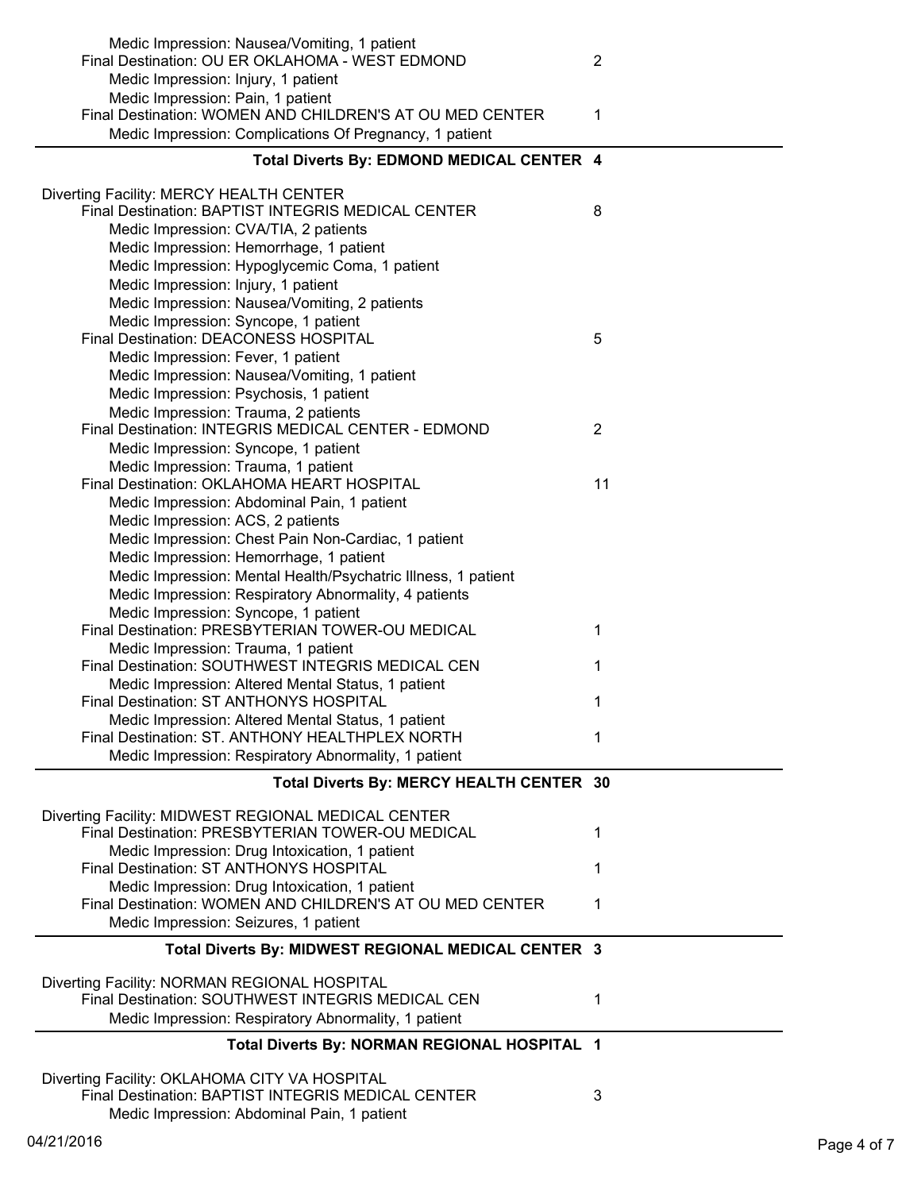Medic Impression: Nausea/Vomiting, 1 patient

Final Destination: OU ER OKLAHOMA - WEST EDMOND 2

Medic Impression: Injury, 1 patient

Medic Impression: Pain, 1 patient

Final Destination: WOMEN AND CHILDREN'S AT OU MED CENTER 1

Medic Impression: Complications Of Pregnancy, 1 patient

**Total Diverts By: EDMOND MEDICAL CENTER 4**

Diverting Facility: MERCY HEALTH CENTER

Final Destination: BAPTIST INTEGRIS MEDICAL CENTER 8

Medic Impression: CVA/TIA, 2 patients

Medic Impression: Hemorrhage, 1 patient

Medic Impression: Hypoglycemic Coma, 1 patient

Medic Impression: Injury, 1 patient

Medic Impression: Nausea/Vomiting, 2 patients

Medic Impression: Syncope, 1 patient

Final Destination: DEACONESS HOSPITAL 5

Medic Impression: Fever, 1 patient

Medic Impression: Nausea/Vomiting, 1 patient

Medic Impression: Psychosis, 1 patient

Medic Impression: Trauma, 2 patients

Final Destination: INTEGRIS MEDICAL CENTER - EDMOND 2

Medic Impression: Syncope, 1 patient

Medic Impression: Trauma, 1 patient

Final Destination: OKLAHOMA HEART HOSPITAL 11

Medic Impression: Abdominal Pain, 1 patient

Medic Impression: ACS, 2 patients

Medic Impression: Chest Pain Non-Cardiac, 1 patient

Medic Impression: Hemorrhage, 1 patient

Medic Impression: Mental Health/Psychatric Illness, 1 patient

Medic Impression: Respiratory Abnormality, 4 patients

Medic Impression: Syncope, 1 patient

Final Destination: PRESBYTERIAN TOWER-OU MEDICAL 1

Medic Impression: Trauma, 1 patient

Final Destination: SOUTHWEST INTEGRIS MEDICAL CEN 1

Medic Impression: Altered Mental Status, 1 patient

Final Destination: ST ANTHONYS HOSPITAL 1

Medic Impression: Altered Mental Status, 1 patient

Final Destination: ST. ANTHONY HEALTHPLEX NORTH 1

Medic Impression: Respiratory Abnormality, 1 patient

**Total Diverts By: MERCY HEALTH CENTER 30**

Diverting Facility: MIDWEST REGIONAL MEDICAL CENTER

Final Destination: PRESBYTERIAN TOWER-OU MEDICAL 1

Medic Impression: Drug Intoxication, 1 patient

Final Destination: ST ANTHONYS HOSPITAL 1

Medic Impression: Drug Intoxication, 1 patient

Final Destination: WOMEN AND CHILDREN'S AT OU MED CENTER 1

Medic Impression: Seizures, 1 patient

**Total Diverts By: MIDWEST REGIONAL MEDICAL CENTER 3**

Diverting Facility: NORMAN REGIONAL HOSPITAL

Final Destination: SOUTHWEST INTEGRIS MEDICAL CEN 1

Medic Impression: Respiratory Abnormality, 1 patient

**Total Diverts By: NORMAN REGIONAL HOSPITAL 1**

Diverting Facility: OKLAHOMA CITY VA HOSPITAL

Final Destination: BAPTIST INTEGRIS MEDICAL CENTER 3

Medic Impression: Abdominal Pain, 1 patient

04/21/2016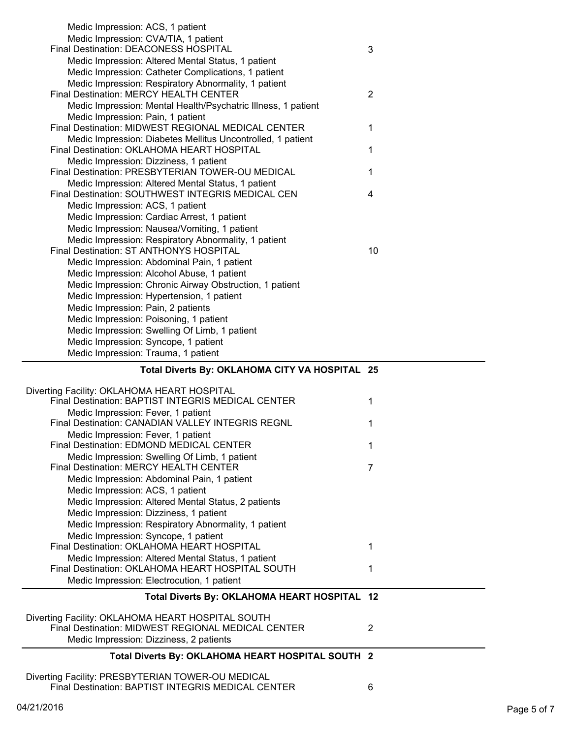Medic Impression: ACS, 1 patient
Medic Impression: CVA/TIA, 1 patient

Final Destination: DEACONESS HOSPITAL — 3

Medic Impression: Altered Mental Status, 1 patient
Medic Impression: Catheter Complications, 1 patient
Medic Impression: Respiratory Abnormality, 1 patient

Final Destination: MERCY HEALTH CENTER — 2

Medic Impression: Mental Health/Psychatric Illness, 1 patient
Medic Impression: Pain, 1 patient

Final Destination: MIDWEST REGIONAL MEDICAL CENTER — 1

Medic Impression: Diabetes Mellitus Uncontrolled, 1 patient

Final Destination: OKLAHOMA HEART HOSPITAL — 1

Medic Impression: Dizziness, 1 patient

Final Destination: PRESBYTERIAN TOWER-OU MEDICAL — 1

Medic Impression: Altered Mental Status, 1 patient

Final Destination: SOUTHWEST INTEGRIS MEDICAL CEN — 4

Medic Impression: ACS, 1 patient
Medic Impression: Cardiac Arrest, 1 patient
Medic Impression: Nausea/Vomiting, 1 patient
Medic Impression: Respiratory Abnormality, 1 patient

Final Destination: ST ANTHONYS HOSPITAL — 10

Medic Impression: Abdominal Pain, 1 patient
Medic Impression: Alcohol Abuse, 1 patient
Medic Impression: Chronic Airway Obstruction, 1 patient
Medic Impression: Hypertension, 1 patient
Medic Impression: Pain, 2 patients
Medic Impression: Poisoning, 1 patient
Medic Impression: Swelling Of Limb, 1 patient
Medic Impression: Syncope, 1 patient
Medic Impression: Trauma, 1 patient

---

**Total Diverts By: OKLAHOMA CITY VA HOSPITAL 25**

Diverting Facility: OKLAHOMA HEART HOSPITAL

Final Destination: BAPTIST INTEGRIS MEDICAL CENTER — 1

Medic Impression: Fever, 1 patient

Final Destination: CANADIAN VALLEY INTEGRIS REGNL — 1

Medic Impression: Fever, 1 patient

Final Destination: EDMOND MEDICAL CENTER — 1

Medic Impression: Swelling Of Limb, 1 patient

Final Destination: MERCY HEALTH CENTER — 7

Medic Impression: Abdominal Pain, 1 patient
Medic Impression: ACS, 1 patient
Medic Impression: Altered Mental Status, 2 patients
Medic Impression: Dizziness, 1 patient
Medic Impression: Respiratory Abnormality, 1 patient
Medic Impression: Syncope, 1 patient

Final Destination: OKLAHOMA HEART HOSPITAL — 1

Medic Impression: Altered Mental Status, 1 patient

Final Destination: OKLAHOMA HEART HOSPITAL SOUTH — 1

Medic Impression: Electrocution, 1 patient

---

**Total Diverts By: OKLAHOMA HEART HOSPITAL 12**

Diverting Facility: OKLAHOMA HEART HOSPITAL SOUTH

Final Destination: MIDWEST REGIONAL MEDICAL CENTER — 2

Medic Impression: Dizziness, 2 patients

---

**Total Diverts By: OKLAHOMA HEART HOSPITAL SOUTH 2**

Diverting Facility: PRESBYTERIAN TOWER-OU MEDICAL

Final Destination: BAPTIST INTEGRIS MEDICAL CENTER — 6

04/21/2016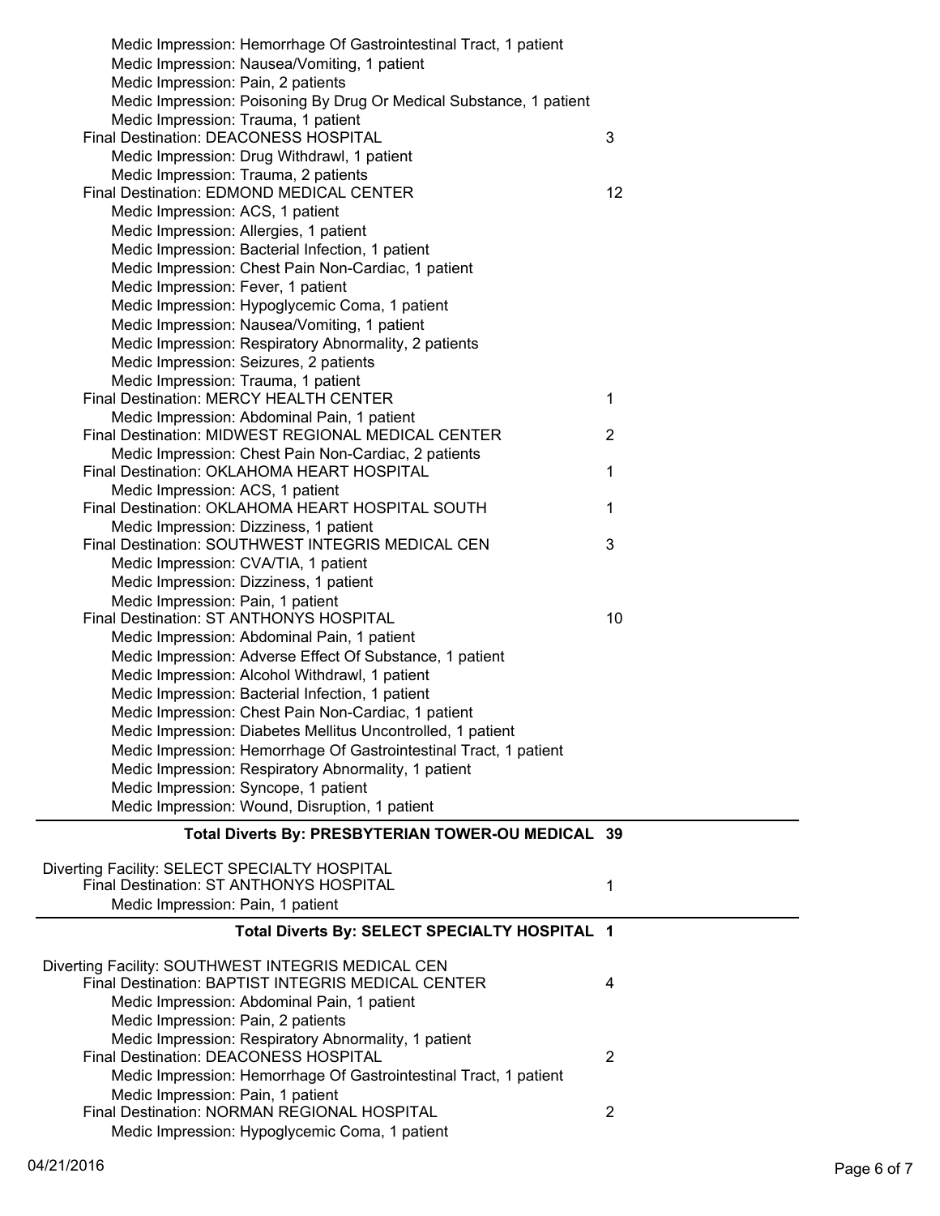Medic Impression: Hemorrhage Of Gastrointestinal Tract, 1 patient
Medic Impression: Nausea/Vomiting, 1 patient
Medic Impression: Pain, 2 patients
Medic Impression: Poisoning By Drug Or Medical Substance, 1 patient
Medic Impression: Trauma, 1 patient

Final Destination: DEACONESS HOSPITAL — 3
Medic Impression: Drug Withdrawl, 1 patient
Medic Impression: Trauma, 2 patients

Final Destination: EDMOND MEDICAL CENTER — 12
Medic Impression: ACS, 1 patient
Medic Impression: Allergies, 1 patient
Medic Impression: Bacterial Infection, 1 patient
Medic Impression: Chest Pain Non-Cardiac, 1 patient
Medic Impression: Fever, 1 patient
Medic Impression: Hypoglycemic Coma, 1 patient
Medic Impression: Nausea/Vomiting, 1 patient
Medic Impression: Respiratory Abnormality, 2 patients
Medic Impression: Seizures, 2 patients
Medic Impression: Trauma, 1 patient

Final Destination: MERCY HEALTH CENTER — 1
Medic Impression: Abdominal Pain, 1 patient

Final Destination: MIDWEST REGIONAL MEDICAL CENTER — 2
Medic Impression: Chest Pain Non-Cardiac, 2 patients

Final Destination: OKLAHOMA HEART HOSPITAL — 1
Medic Impression: ACS, 1 patient

Final Destination: OKLAHOMA HEART HOSPITAL SOUTH — 1
Medic Impression: Dizziness, 1 patient

Final Destination: SOUTHWEST INTEGRIS MEDICAL CEN — 3
Medic Impression: CVA/TIA, 1 patient
Medic Impression: Dizziness, 1 patient
Medic Impression: Pain, 1 patient

Final Destination: ST ANTHONYS HOSPITAL — 10
Medic Impression: Abdominal Pain, 1 patient
Medic Impression: Adverse Effect Of Substance, 1 patient
Medic Impression: Alcohol Withdrawl, 1 patient
Medic Impression: Bacterial Infection, 1 patient
Medic Impression: Chest Pain Non-Cardiac, 1 patient
Medic Impression: Diabetes Mellitus Uncontrolled, 1 patient
Medic Impression: Hemorrhage Of Gastrointestinal Tract, 1 patient
Medic Impression: Respiratory Abnormality, 1 patient
Medic Impression: Syncope, 1 patient
Medic Impression: Wound, Disruption, 1 patient

**Total Diverts By: PRESBYTERIAN TOWER-OU MEDICAL 39**

---

Diverting Facility: SELECT SPECIALTY HOSPITAL

Final Destination: ST ANTHONYS HOSPITAL — 1
Medic Impression: Pain, 1 patient

**Total Diverts By: SELECT SPECIALTY HOSPITAL 1**

---

Diverting Facility: SOUTHWEST INTEGRIS MEDICAL CEN

Final Destination: BAPTIST INTEGRIS MEDICAL CENTER — 4
Medic Impression: Abdominal Pain, 1 patient
Medic Impression: Pain, 2 patients
Medic Impression: Respiratory Abnormality, 1 patient

Final Destination: DEACONESS HOSPITAL — 2
Medic Impression: Hemorrhage Of Gastrointestinal Tract, 1 patient
Medic Impression: Pain, 1 patient

Final Destination: NORMAN REGIONAL HOSPITAL — 2
Medic Impression: Hypoglycemic Coma, 1 patient

04/21/2016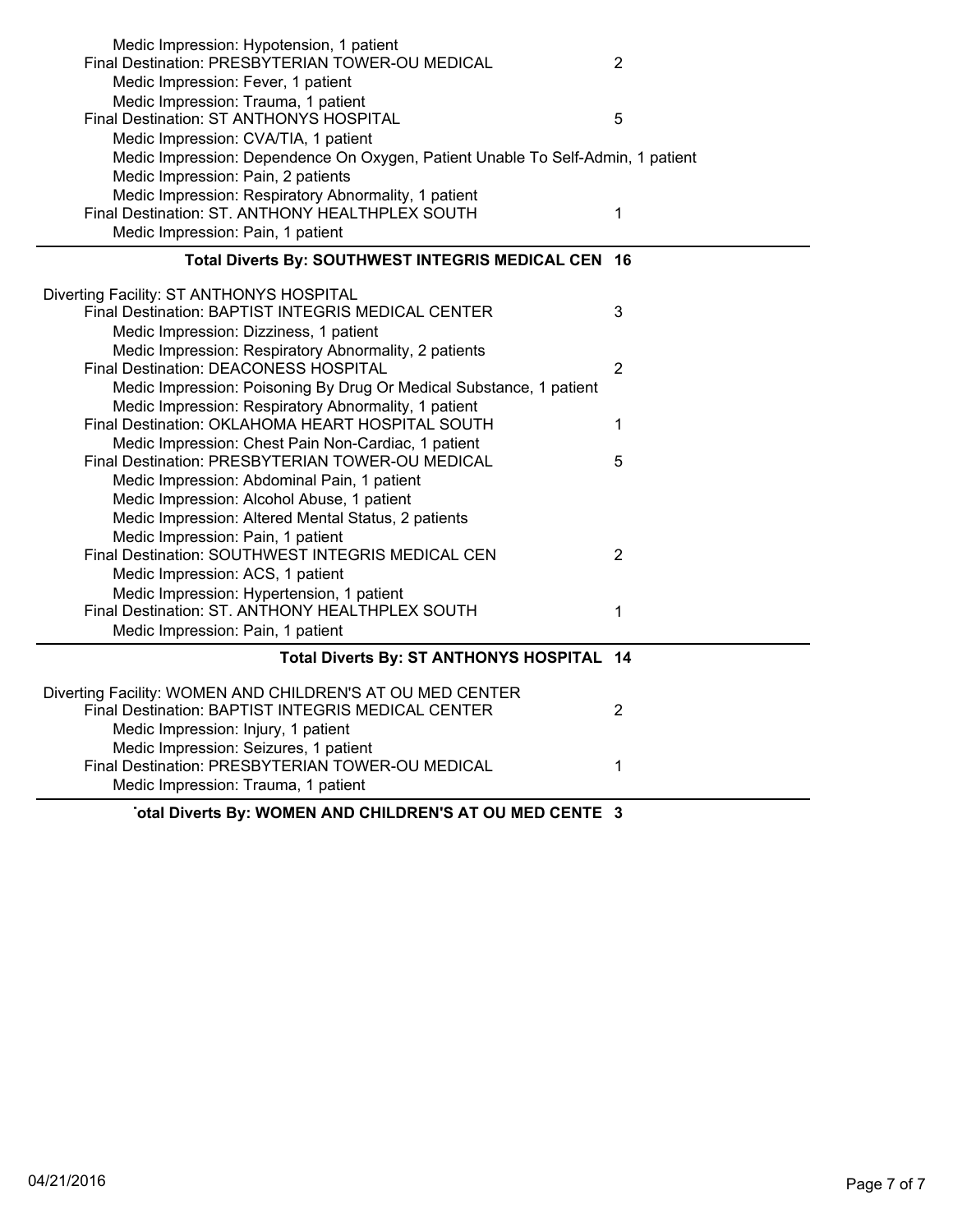Medic Impression: Hypotension, 1 patient

Final Destination: PRESBYTERIAN TOWER-OU MEDICAL 2

Medic Impression: Fever, 1 patient

Medic Impression: Trauma, 1 patient

Final Destination: ST ANTHONYS HOSPITAL 5

Medic Impression: CVA/TIA, 1 patient

Medic Impression: Dependence On Oxygen, Patient Unable To Self-Admin, 1 patient

Medic Impression: Pain, 2 patients

Medic Impression: Respiratory Abnormality, 1 patient

Final Destination: ST. ANTHONY HEALTHPLEX SOUTH 1

Medic Impression: Pain, 1 patient

**Total Diverts By: SOUTHWEST INTEGRIS MEDICAL CEN 16**

Diverting Facility: ST ANTHONYS HOSPITAL

Final Destination: BAPTIST INTEGRIS MEDICAL CENTER 3

Medic Impression: Dizziness, 1 patient

Medic Impression: Respiratory Abnormality, 2 patients

Final Destination: DEACONESS HOSPITAL 2

Medic Impression: Poisoning By Drug Or Medical Substance, 1 patient

Medic Impression: Respiratory Abnormality, 1 patient

Final Destination: OKLAHOMA HEART HOSPITAL SOUTH 1

Medic Impression: Chest Pain Non-Cardiac, 1 patient

Final Destination: PRESBYTERIAN TOWER-OU MEDICAL 5

Medic Impression: Abdominal Pain, 1 patient

Medic Impression: Alcohol Abuse, 1 patient

Medic Impression: Altered Mental Status, 2 patients

Medic Impression: Pain, 1 patient

Final Destination: SOUTHWEST INTEGRIS MEDICAL CEN 2

Medic Impression: ACS, 1 patient

Medic Impression: Hypertension, 1 patient

Final Destination: ST. ANTHONY HEALTHPLEX SOUTH 1

Medic Impression: Pain, 1 patient

**Total Diverts By: ST ANTHONYS HOSPITAL 14**

Diverting Facility: WOMEN AND CHILDREN'S AT OU MED CENTER

Final Destination: BAPTIST INTEGRIS MEDICAL CENTER 2

Medic Impression: Injury, 1 patient

Medic Impression: Seizures, 1 patient

Final Destination: PRESBYTERIAN TOWER-OU MEDICAL 1

Medic Impression: Trauma, 1 patient

**Total Diverts By: WOMEN AND CHILDREN'S AT OU MED CENTE 3**